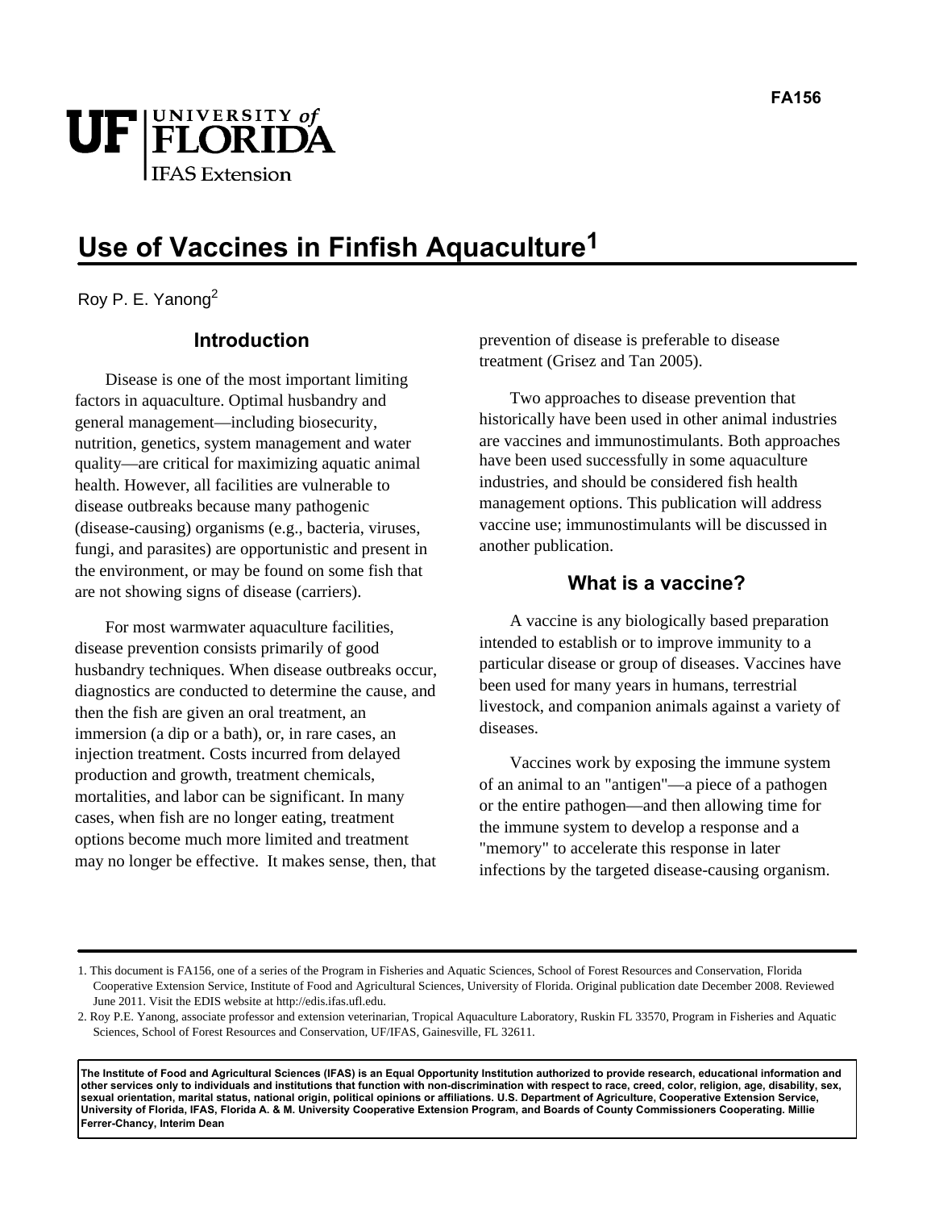FA156

UF | UNIVERSITY of FLORIDA
IFAS Extension

# Use of Vaccines in Finfish Aquaculture[1]

Roy P. E. Yanong[2]

## Introduction

Disease is one of the most important limiting factors in aquaculture. Optimal husbandry and general management—including biosecurity, nutrition, genetics, system management and water quality—are critical for maximizing aquatic animal health. However, all facilities are vulnerable to disease outbreaks because many pathogenic (disease-causing) organisms (e.g., bacteria, viruses, fungi, and parasites) are opportunistic and present in the environment, or may be found on some fish that are not showing signs of disease (carriers).

For most warmwater aquaculture facilities, disease prevention consists primarily of good husbandry techniques. When disease outbreaks occur, diagnostics are conducted to determine the cause, and then the fish are given an oral treatment, an immersion (a dip or a bath), or, in rare cases, an injection treatment. Costs incurred from delayed production and growth, treatment chemicals, mortalities, and labor can be significant. In many cases, when fish are no longer eating, treatment options become much more limited and treatment may no longer be effective. It makes sense, then, that prevention of disease is preferable to disease treatment (Grisez and Tan 2005).

Two approaches to disease prevention that historically have been used in other animal industries are vaccines and immunostimulants. Both approaches have been used successfully in some aquaculture industries, and should be considered fish health management options. This publication will address vaccine use; immunostimulants will be discussed in another publication.

## What is a vaccine?

A vaccine is any biologically based preparation intended to establish or to improve immunity to a particular disease or group of diseases. Vaccines have been used for many years in humans, terrestrial livestock, and companion animals against a variety of diseases.

Vaccines work by exposing the immune system of an animal to an "antigen"—a piece of a pathogen or the entire pathogen—and then allowing time for the immune system to develop a response and a "memory" to accelerate this response in later infections by the targeted disease-causing organism.

---

1. This document is FA156, one of a series of the Program in Fisheries and Aquatic Sciences, School of Forest Resources and Conservation, Florida Cooperative Extension Service, Institute of Food and Agricultural Sciences, University of Florida. Original publication date December 2008. Reviewed June 2011. Visit the EDIS website at http://edis.ifas.ufl.edu.
2. Roy P.E. Yanong, associate professor and extension veterinarian, Tropical Aquaculture Laboratory, Ruskin FL 33570, Program in Fisheries and Aquatic Sciences, School of Forest Resources and Conservation, UF/IFAS, Gainesville, FL 32611.

**The Institute of Food and Agricultural Sciences (IFAS) is an Equal Opportunity Institution authorized to provide research, educational information and other services only to individuals and institutions that function with non-discrimination with respect to race, creed, color, religion, age, disability, sex, sexual orientation, marital status, national origin, political opinions or affiliations. U.S. Department of Agriculture, Cooperative Extension Service, University of Florida, IFAS, Florida A. & M. University Cooperative Extension Program, and Boards of County Commissioners Cooperating. Millie Ferrer-Chancy, Interim Dean**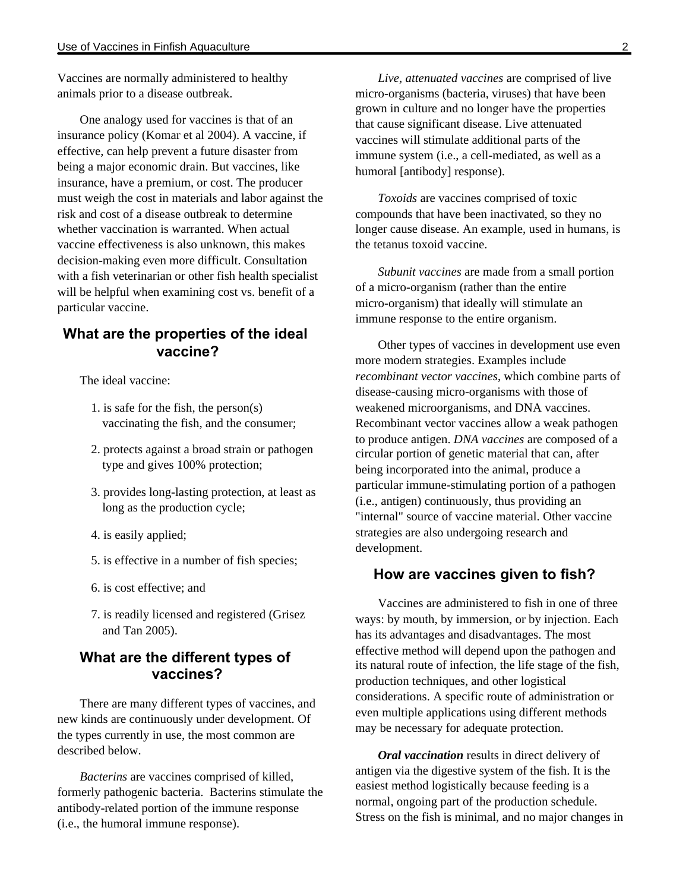Vaccines are normally administered to healthy animals prior to a disease outbreak.

One analogy used for vaccines is that of an insurance policy (Komar et al 2004). A vaccine, if effective, can help prevent a future disaster from being a major economic drain. But vaccines, like insurance, have a premium, or cost. The producer must weigh the cost in materials and labor against the risk and cost of a disease outbreak to determine whether vaccination is warranted. When actual vaccine effectiveness is also unknown, this makes decision-making even more difficult. Consultation with a fish veterinarian or other fish health specialist will be helpful when examining cost vs. benefit of a particular vaccine.

## What are the properties of the ideal vaccine?

The ideal vaccine:

1. is safe for the fish, the person(s) vaccinating the fish, and the consumer;
2. protects against a broad strain or pathogen type and gives 100% protection;
3. provides long-lasting protection, at least as long as the production cycle;
4. is easily applied;
5. is effective in a number of fish species;
6. is cost effective; and
7. is readily licensed and registered (Grisez and Tan 2005).

## What are the different types of vaccines?

There are many different types of vaccines, and new kinds are continuously under development. Of the types currently in use, the most common are described below.

*Bacterins* are vaccines comprised of killed, formerly pathogenic bacteria. Bacterins stimulate the antibody-related portion of the immune response (i.e., the humoral immune response).

*Live, attenuated vaccines* are comprised of live micro-organisms (bacteria, viruses) that have been grown in culture and no longer have the properties that cause significant disease. Live attenuated vaccines will stimulate additional parts of the immune system (i.e., a cell-mediated, as well as a humoral [antibody] response).

*Toxoids* are vaccines comprised of toxic compounds that have been inactivated, so they no longer cause disease. An example, used in humans, is the tetanus toxoid vaccine.

*Subunit vaccines* are made from a small portion of a micro-organism (rather than the entire micro-organism) that ideally will stimulate an immune response to the entire organism.

Other types of vaccines in development use even more modern strategies. Examples include *recombinant vector vaccines*, which combine parts of disease-causing micro-organisms with those of weakened microorganisms, and DNA vaccines. Recombinant vector vaccines allow a weak pathogen to produce antigen. *DNA vaccines* are composed of a circular portion of genetic material that can, after being incorporated into the animal, produce a particular immune-stimulating portion of a pathogen (i.e., antigen) continuously, thus providing an "internal" source of vaccine material. Other vaccine strategies are also undergoing research and development.

## How are vaccines given to fish?

Vaccines are administered to fish in one of three ways: by mouth, by immersion, or by injection. Each has its advantages and disadvantages. The most effective method will depend upon the pathogen and its natural route of infection, the life stage of the fish, production techniques, and other logistical considerations. A specific route of administration or even multiple applications using different methods may be necessary for adequate protection.

***Oral vaccination*** results in direct delivery of antigen via the digestive system of the fish. It is the easiest method logistically because feeding is a normal, ongoing part of the production schedule. Stress on the fish is minimal, and no major changes in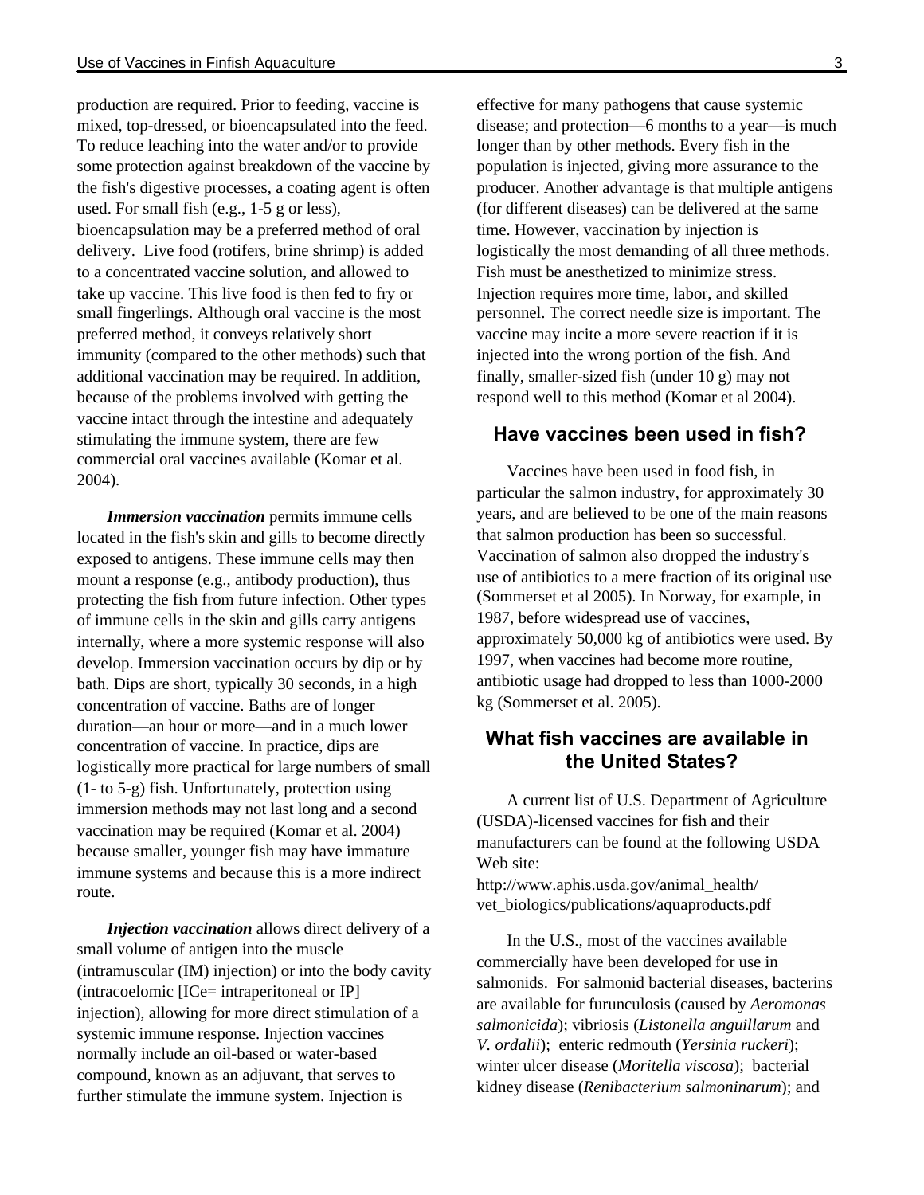production are required. Prior to feeding, vaccine is mixed, top-dressed, or bioencapsulated into the feed. To reduce leaching into the water and/or to provide some protection against breakdown of the vaccine by the fish's digestive processes, a coating agent is often used. For small fish (e.g., 1-5 g or less), bioencapsulation may be a preferred method of oral delivery. Live food (rotifers, brine shrimp) is added to a concentrated vaccine solution, and allowed to take up vaccine. This live food is then fed to fry or small fingerlings. Although oral vaccine is the most preferred method, it conveys relatively short immunity (compared to the other methods) such that additional vaccination may be required. In addition, because of the problems involved with getting the vaccine intact through the intestine and adequately stimulating the immune system, there are few commercial oral vaccines available (Komar et al. 2004).

***Immersion vaccination*** permits immune cells located in the fish's skin and gills to become directly exposed to antigens. These immune cells may then mount a response (e.g., antibody production), thus protecting the fish from future infection. Other types of immune cells in the skin and gills carry antigens internally, where a more systemic response will also develop. Immersion vaccination occurs by dip or by bath. Dips are short, typically 30 seconds, in a high concentration of vaccine. Baths are of longer duration—an hour or more—and in a much lower concentration of vaccine. In practice, dips are logistically more practical for large numbers of small (1- to 5-g) fish. Unfortunately, protection using immersion methods may not last long and a second vaccination may be required (Komar et al. 2004) because smaller, younger fish may have immature immune systems and because this is a more indirect route.

***Injection vaccination*** allows direct delivery of a small volume of antigen into the muscle (intramuscular (IM) injection) or into the body cavity (intracoelomic [ICe= intraperitoneal or IP] injection), allowing for more direct stimulation of a systemic immune response. Injection vaccines normally include an oil-based or water-based compound, known as an adjuvant, that serves to further stimulate the immune system. Injection is effective for many pathogens that cause systemic disease; and protection—6 months to a year—is much longer than by other methods. Every fish in the population is injected, giving more assurance to the producer. Another advantage is that multiple antigens (for different diseases) can be delivered at the same time. However, vaccination by injection is logistically the most demanding of all three methods. Fish must be anesthetized to minimize stress. Injection requires more time, labor, and skilled personnel. The correct needle size is important. The vaccine may incite a more severe reaction if it is injected into the wrong portion of the fish. And finally, smaller-sized fish (under 10 g) may not respond well to this method (Komar et al 2004).

## Have vaccines been used in fish?

Vaccines have been used in food fish, in particular the salmon industry, for approximately 30 years, and are believed to be one of the main reasons that salmon production has been so successful. Vaccination of salmon also dropped the industry's use of antibiotics to a mere fraction of its original use (Sommerset et al 2005). In Norway, for example, in 1987, before widespread use of vaccines, approximately 50,000 kg of antibiotics were used. By 1997, when vaccines had become more routine, antibiotic usage had dropped to less than 1000-2000 kg (Sommerset et al. 2005).

## What fish vaccines are available in the United States?

A current list of U.S. Department of Agriculture (USDA)-licensed vaccines for fish and their manufacturers can be found at the following USDA Web site:
http://www.aphis.usda.gov/animal_health/vet_biologics/publications/aquaproducts.pdf

In the U.S., most of the vaccines available commercially have been developed for use in salmonids. For salmonid bacterial diseases, bacterins are available for furunculosis (caused by *Aeromonas salmonicida*); vibriosis (*Listonella anguillarum* and *V. ordalii*); enteric redmouth (*Yersinia ruckeri*); winter ulcer disease (*Moritella viscosa*); bacterial kidney disease (*Renibacterium salmoninarum*); and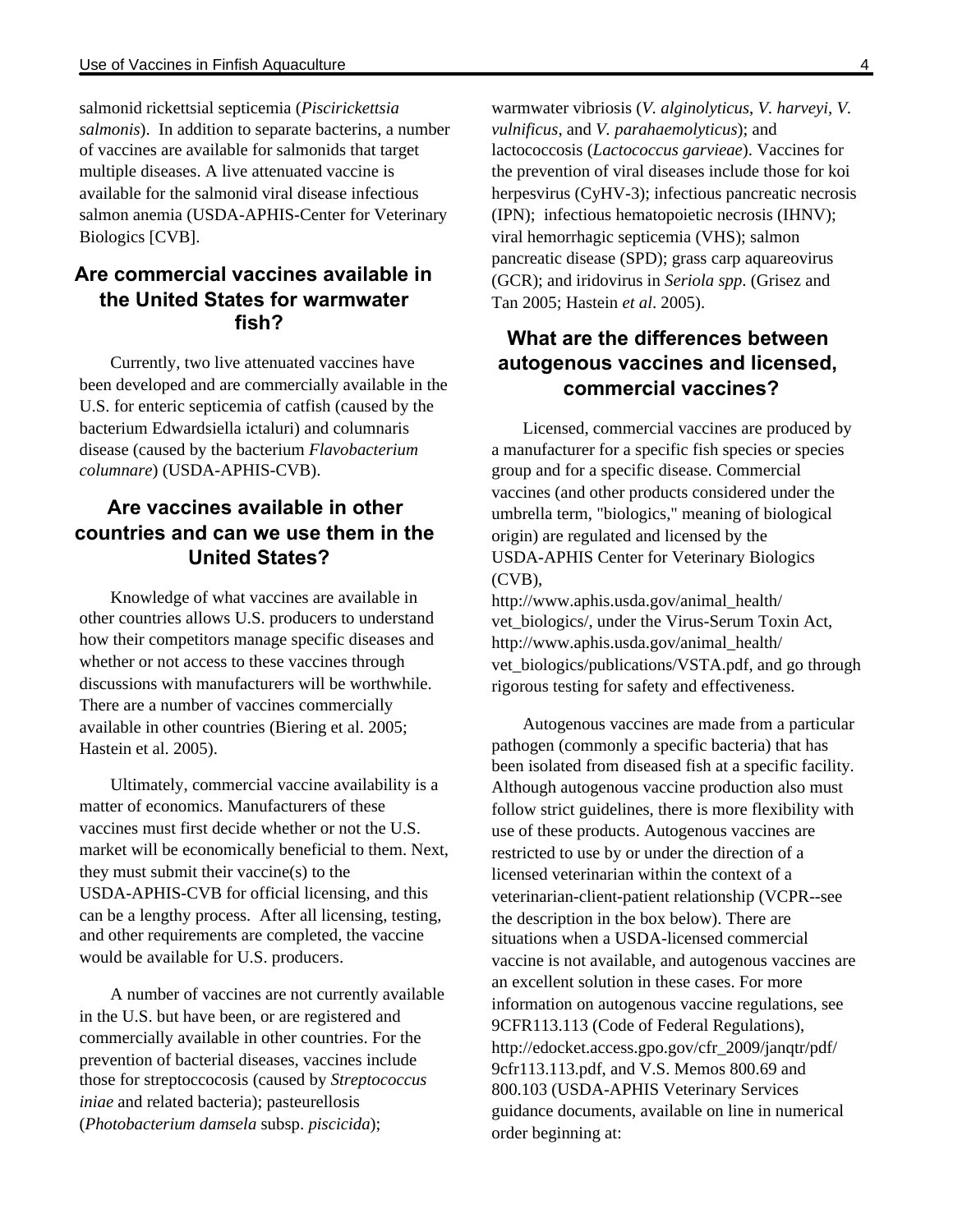salmonid rickettsial septicemia (*Piscirickettsia salmonis*). In addition to separate bacterins, a number of vaccines are available for salmonids that target multiple diseases. A live attenuated vaccine is available for the salmonid viral disease infectious salmon anemia (USDA-APHIS-Center for Veterinary Biologics [CVB].

## Are commercial vaccines available in the United States for warmwater fish?

Currently, two live attenuated vaccines have been developed and are commercially available in the U.S. for enteric septicemia of catfish (caused by the bacterium Edwardsiella ictaluri) and columnaris disease (caused by the bacterium *Flavobacterium columnare*) (USDA-APHIS-CVB).

## Are vaccines available in other countries and can we use them in the United States?

Knowledge of what vaccines are available in other countries allows U.S. producers to understand how their competitors manage specific diseases and whether or not access to these vaccines through discussions with manufacturers will be worthwhile. There are a number of vaccines commercially available in other countries (Biering et al. 2005; Hastein et al. 2005).

Ultimately, commercial vaccine availability is a matter of economics. Manufacturers of these vaccines must first decide whether or not the U.S. market will be economically beneficial to them. Next, they must submit their vaccine(s) to the USDA-APHIS-CVB for official licensing, and this can be a lengthy process. After all licensing, testing, and other requirements are completed, the vaccine would be available for U.S. producers.

A number of vaccines are not currently available in the U.S. but have been, or are registered and commercially available in other countries. For the prevention of bacterial diseases, vaccines include those for streptoccocosis (caused by *Streptococcus iniae* and related bacteria); pasteurellosis (*Photobacterium damsela* subsp. *piscicida*); warmwater vibriosis (*V. alginolyticus*, *V. harveyi*, *V. vulnificus*, and *V. parahaemolyticus*); and lactococcosis (*Lactococcus garvieae*). Vaccines for the prevention of viral diseases include those for koi herpesvirus (CyHV-3); infectious pancreatic necrosis (IPN); infectious hematopoietic necrosis (IHNV); viral hemorrhagic septicemia (VHS); salmon pancreatic disease (SPD); grass carp aquareovirus (GCR); and iridovirus in *Seriola spp*. (Grisez and Tan 2005; Hastein *et al*. 2005).

## What are the differences between autogenous vaccines and licensed, commercial vaccines?

Licensed, commercial vaccines are produced by a manufacturer for a specific fish species or species group and for a specific disease. Commercial vaccines (and other products considered under the umbrella term, "biologics," meaning of biological origin) are regulated and licensed by the USDA-APHIS Center for Veterinary Biologics (CVB), http://www.aphis.usda.gov/animal_health/vet_biologics/, under the Virus-Serum Toxin Act, http://www.aphis.usda.gov/animal_health/vet_biologics/publications/VSTA.pdf, and go through rigorous testing for safety and effectiveness.

Autogenous vaccines are made from a particular pathogen (commonly a specific bacteria) that has been isolated from diseased fish at a specific facility. Although autogenous vaccine production also must follow strict guidelines, there is more flexibility with use of these products. Autogenous vaccines are restricted to use by or under the direction of a licensed veterinarian within the context of a veterinarian-client-patient relationship (VCPR--see the description in the box below). There are situations when a USDA-licensed commercial vaccine is not available, and autogenous vaccines are an excellent solution in these cases. For more information on autogenous vaccine regulations, see 9CFR113.113 (Code of Federal Regulations), http://edocket.access.gpo.gov/cfr_2009/janqtr/pdf/9cfr113.113.pdf, and V.S. Memos 800.69 and 800.103 (USDA-APHIS Veterinary Services guidance documents, available on line in numerical order beginning at: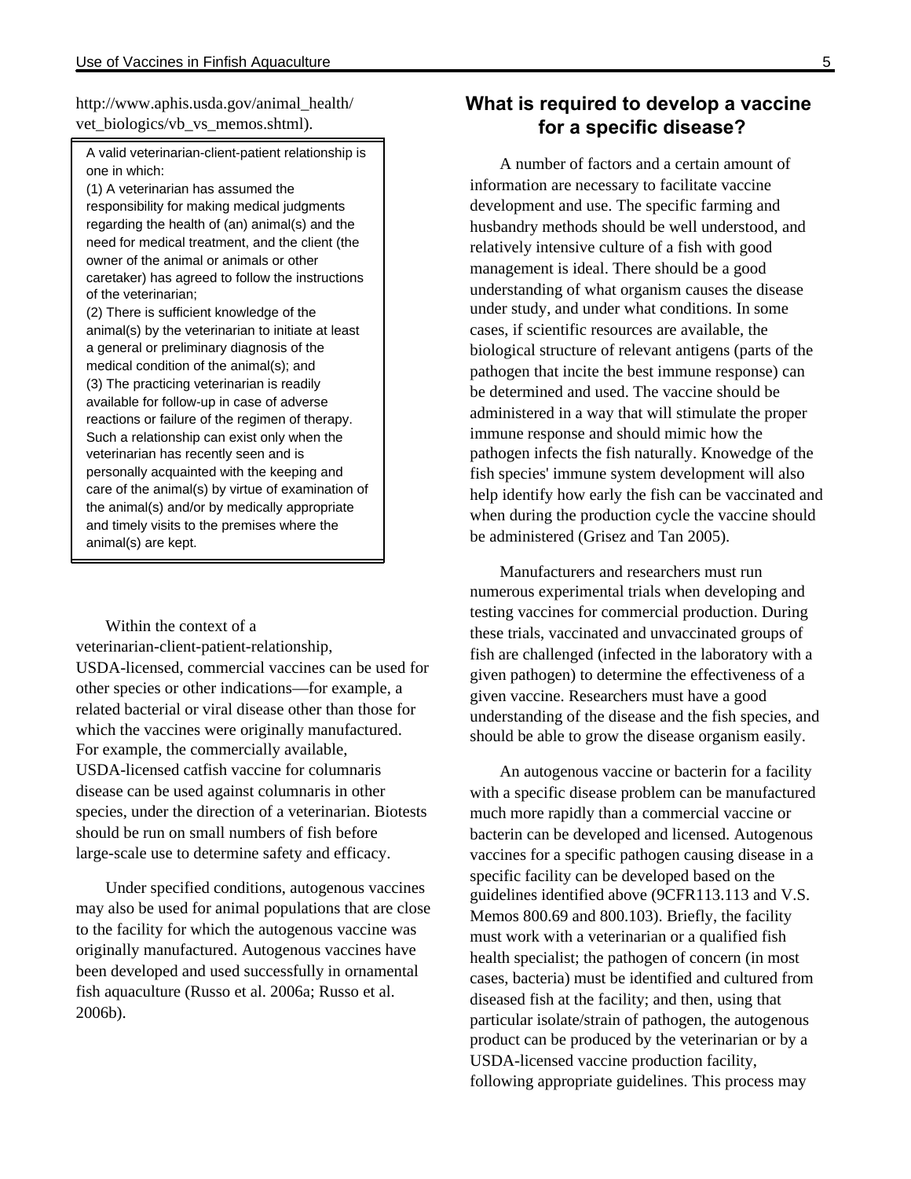http://www.aphis.usda.gov/animal_health/vet_biologics/vb_vs_memos.shtml).

> A valid veterinarian-client-patient relationship is one in which:
> (1) A veterinarian has assumed the responsibility for making medical judgments regarding the health of (an) animal(s) and the need for medical treatment, and the client (the owner of the animal or animals or other caretaker) has agreed to follow the instructions of the veterinarian;
> (2) There is sufficient knowledge of the animal(s) by the veterinarian to initiate at least a general or preliminary diagnosis of the medical condition of the animal(s); and
> (3) The practicing veterinarian is readily available for follow-up in case of adverse reactions or failure of the regimen of therapy. Such a relationship can exist only when the veterinarian has recently seen and is personally acquainted with the keeping and care of the animal(s) by virtue of examination of the animal(s) and/or by medically appropriate and timely visits to the premises where the animal(s) are kept.

Within the context of a veterinarian-client-patient-relationship, USDA-licensed, commercial vaccines can be used for other species or other indications—for example, a related bacterial or viral disease other than those for which the vaccines were originally manufactured. For example, the commercially available, USDA-licensed catfish vaccine for columnaris disease can be used against columnaris in other species, under the direction of a veterinarian. Biotests should be run on small numbers of fish before large-scale use to determine safety and efficacy.

Under specified conditions, autogenous vaccines may also be used for animal populations that are close to the facility for which the autogenous vaccine was originally manufactured. Autogenous vaccines have been developed and used successfully in ornamental fish aquaculture (Russo et al. 2006a; Russo et al. 2006b).

## What is required to develop a vaccine for a specific disease?

A number of factors and a certain amount of information are necessary to facilitate vaccine development and use. The specific farming and husbandry methods should be well understood, and relatively intensive culture of a fish with good management is ideal. There should be a good understanding of what organism causes the disease under study, and under what conditions. In some cases, if scientific resources are available, the biological structure of relevant antigens (parts of the pathogen that incite the best immune response) can be determined and used. The vaccine should be administered in a way that will stimulate the proper immune response and should mimic how the pathogen infects the fish naturally. Knowedge of the fish species' immune system development will also help identify how early the fish can be vaccinated and when during the production cycle the vaccine should be administered (Grisez and Tan 2005).

Manufacturers and researchers must run numerous experimental trials when developing and testing vaccines for commercial production. During these trials, vaccinated and unvaccinated groups of fish are challenged (infected in the laboratory with a given pathogen) to determine the effectiveness of a given vaccine. Researchers must have a good understanding of the disease and the fish species, and should be able to grow the disease organism easily.

An autogenous vaccine or bacterin for a facility with a specific disease problem can be manufactured much more rapidly than a commercial vaccine or bacterin can be developed and licensed. Autogenous vaccines for a specific pathogen causing disease in a specific facility can be developed based on the guidelines identified above (9CFR113.113 and V.S. Memos 800.69 and 800.103). Briefly, the facility must work with a veterinarian or a qualified fish health specialist; the pathogen of concern (in most cases, bacteria) must be identified and cultured from diseased fish at the facility; and then, using that particular isolate/strain of pathogen, the autogenous product can be produced by the veterinarian or by a USDA-licensed vaccine production facility, following appropriate guidelines. This process may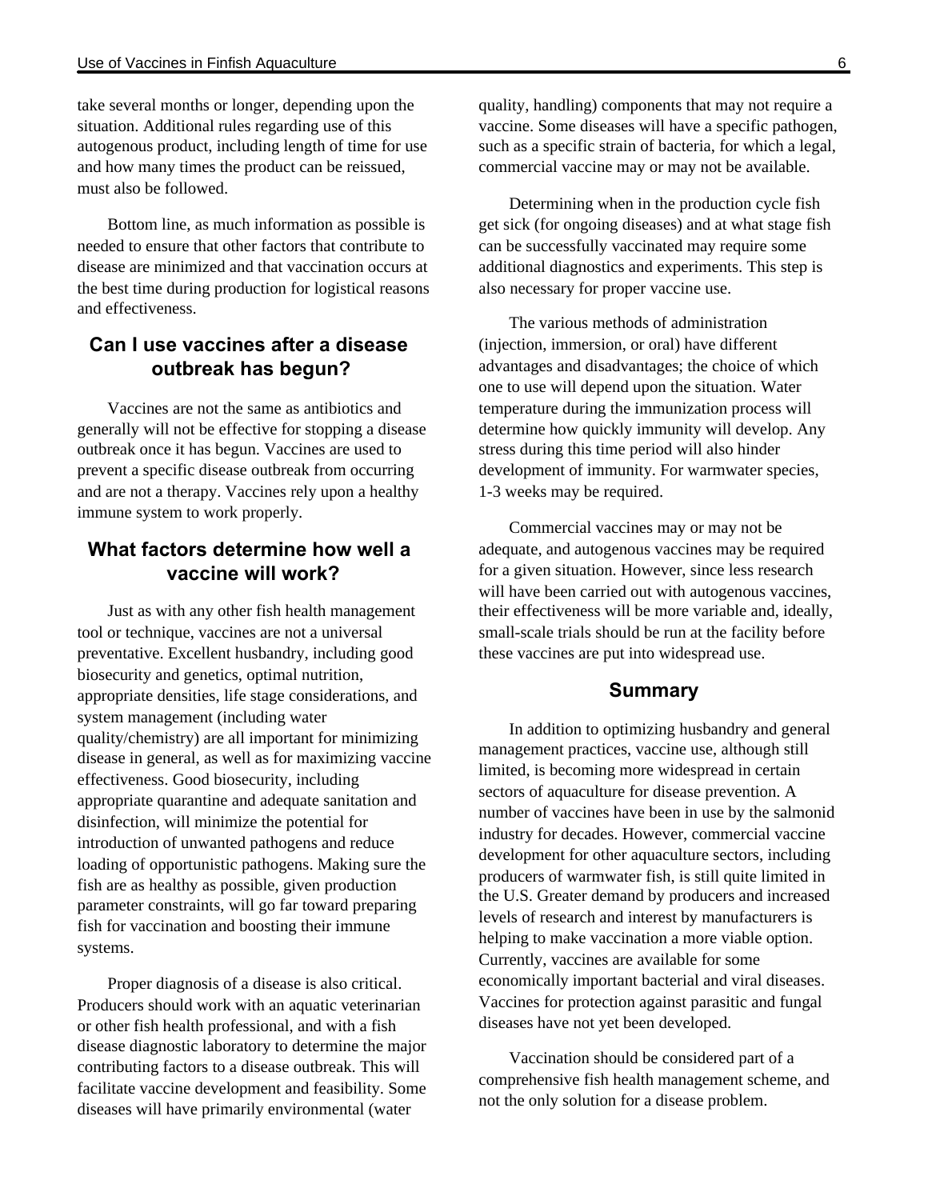take several months or longer, depending upon the situation. Additional rules regarding use of this autogenous product, including length of time for use and how many times the product can be reissued, must also be followed.

Bottom line, as much information as possible is needed to ensure that other factors that contribute to disease are minimized and that vaccination occurs at the best time during production for logistical reasons and effectiveness.

## Can I use vaccines after a disease outbreak has begun?

Vaccines are not the same as antibiotics and generally will not be effective for stopping a disease outbreak once it has begun. Vaccines are used to prevent a specific disease outbreak from occurring and are not a therapy. Vaccines rely upon a healthy immune system to work properly.

## What factors determine how well a vaccine will work?

Just as with any other fish health management tool or technique, vaccines are not a universal preventative. Excellent husbandry, including good biosecurity and genetics, optimal nutrition, appropriate densities, life stage considerations, and system management (including water quality/chemistry) are all important for minimizing disease in general, as well as for maximizing vaccine effectiveness. Good biosecurity, including appropriate quarantine and adequate sanitation and disinfection, will minimize the potential for introduction of unwanted pathogens and reduce loading of opportunistic pathogens. Making sure the fish are as healthy as possible, given production parameter constraints, will go far toward preparing fish for vaccination and boosting their immune systems.

Proper diagnosis of a disease is also critical. Producers should work with an aquatic veterinarian or other fish health professional, and with a fish disease diagnostic laboratory to determine the major contributing factors to a disease outbreak. This will facilitate vaccine development and feasibility. Some diseases will have primarily environmental (water quality, handling) components that may not require a vaccine. Some diseases will have a specific pathogen, such as a specific strain of bacteria, for which a legal, commercial vaccine may or may not be available.

Determining when in the production cycle fish get sick (for ongoing diseases) and at what stage fish can be successfully vaccinated may require some additional diagnostics and experiments. This step is also necessary for proper vaccine use.

The various methods of administration (injection, immersion, or oral) have different advantages and disadvantages; the choice of which one to use will depend upon the situation. Water temperature during the immunization process will determine how quickly immunity will develop. Any stress during this time period will also hinder development of immunity. For warmwater species, 1-3 weeks may be required.

Commercial vaccines may or may not be adequate, and autogenous vaccines may be required for a given situation. However, since less research will have been carried out with autogenous vaccines, their effectiveness will be more variable and, ideally, small-scale trials should be run at the facility before these vaccines are put into widespread use.

## Summary

In addition to optimizing husbandry and general management practices, vaccine use, although still limited, is becoming more widespread in certain sectors of aquaculture for disease prevention. A number of vaccines have been in use by the salmonid industry for decades. However, commercial vaccine development for other aquaculture sectors, including producers of warmwater fish, is still quite limited in the U.S. Greater demand by producers and increased levels of research and interest by manufacturers is helping to make vaccination a more viable option. Currently, vaccines are available for some economically important bacterial and viral diseases. Vaccines for protection against parasitic and fungal diseases have not yet been developed.

Vaccination should be considered part of a comprehensive fish health management scheme, and not the only solution for a disease problem.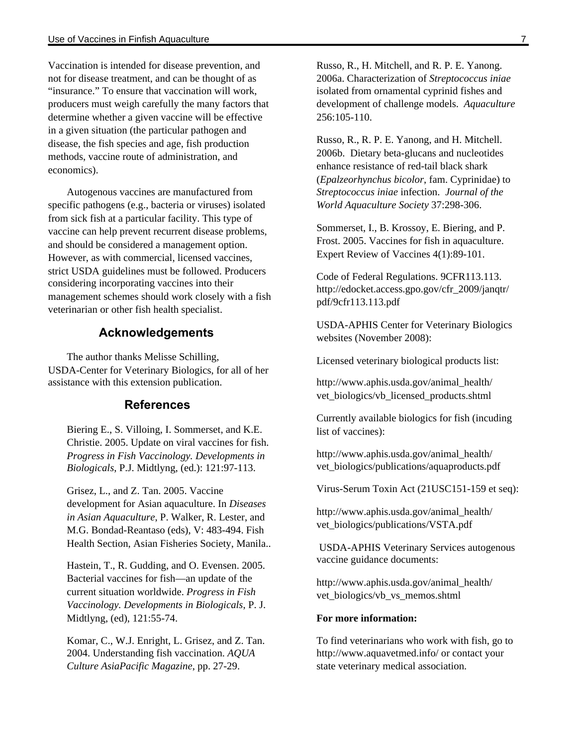Vaccination is intended for disease prevention, and not for disease treatment, and can be thought of as "insurance." To ensure that vaccination will work, producers must weigh carefully the many factors that determine whether a given vaccine will be effective in a given situation (the particular pathogen and disease, the fish species and age, fish production methods, vaccine route of administration, and economics).

Autogenous vaccines are manufactured from specific pathogens (e.g., bacteria or viruses) isolated from sick fish at a particular facility. This type of vaccine can help prevent recurrent disease problems, and should be considered a management option. However, as with commercial, licensed vaccines, strict USDA guidelines must be followed. Producers considering incorporating vaccines into their management schemes should work closely with a fish veterinarian or other fish health specialist.

## Acknowledgements

The author thanks Melisse Schilling, USDA-Center for Veterinary Biologics, for all of her assistance with this extension publication.

## References

Biering E., S. Villoing, I. Sommerset, and K.E. Christie. 2005. Update on viral vaccines for fish. *Progress in Fish Vaccinology. Developments in Biologicals*, P.J. Midtlyng, (ed.): 121:97-113.

Grisez, L., and Z. Tan. 2005. Vaccine development for Asian aquaculture. In *Diseases in Asian Aquaculture*, P. Walker, R. Lester, and M.G. Bondad-Reantaso (eds), V: 483-494. Fish Health Section, Asian Fisheries Society, Manila..

Hastein, T., R. Gudding, and O. Evensen. 2005. Bacterial vaccines for fish—an update of the current situation worldwide. *Progress in Fish Vaccinology. Developments in Biologicals*, P. J. Midtlyng, (ed), 121:55-74.

Komar, C., W.J. Enright, L. Grisez, and Z. Tan. 2004. Understanding fish vaccination. *AQUA Culture AsiaPacific Magazine*, pp. 27-29.

Russo, R., H. Mitchell, and R. P. E. Yanong. 2006a. Characterization of *Streptococcus iniae* isolated from ornamental cyprinid fishes and development of challenge models. *Aquaculture* 256:105-110.

Russo, R., R. P. E. Yanong, and H. Mitchell. 2006b. Dietary beta-glucans and nucleotides enhance resistance of red-tail black shark (*Epalzeorhynchus bicolor*, fam. Cyprinidae) to *Streptococcus iniae* infection. *Journal of the World Aquaculture Society* 37:298-306.

Sommerset, I., B. Krossoy, E. Biering, and P. Frost. 2005. Vaccines for fish in aquaculture. Expert Review of Vaccines 4(1):89-101.

Code of Federal Regulations. 9CFR113.113. http://edocket.access.gpo.gov/cfr_2009/janqtr/pdf/9cfr113.113.pdf

USDA-APHIS Center for Veterinary Biologics websites (November 2008):

Licensed veterinary biological products list:

http://www.aphis.usda.gov/animal_health/vet_biologics/vb_licensed_products.shtml

Currently available biologics for fish (incuding list of vaccines):

http://www.aphis.usda.gov/animal_health/vet_biologics/publications/aquaproducts.pdf

Virus-Serum Toxin Act (21USC151-159 et seq):

http://www.aphis.usda.gov/animal_health/vet_biologics/publications/VSTA.pdf

USDA-APHIS Veterinary Services autogenous vaccine guidance documents:

http://www.aphis.usda.gov/animal_health/vet_biologics/vb_vs_memos.shtml

**For more information:**

To find veterinarians who work with fish, go to http://www.aquavetmed.info/ or contact your state veterinary medical association.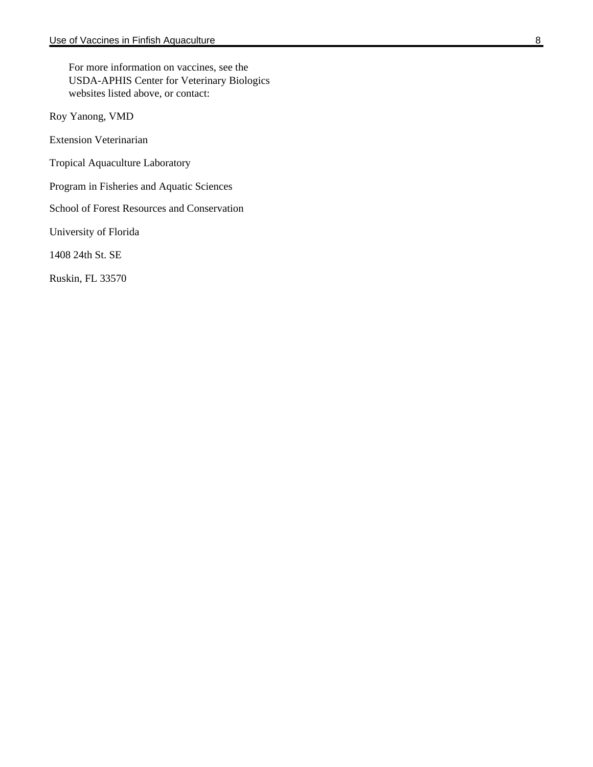For more information on vaccines, see the USDA-APHIS Center for Veterinary Biologics websites listed above, or contact:

Roy Yanong, VMD

Extension Veterinarian

Tropical Aquaculture Laboratory

Program in Fisheries and Aquatic Sciences

School of Forest Resources and Conservation

University of Florida

1408 24th St. SE

Ruskin, FL 33570